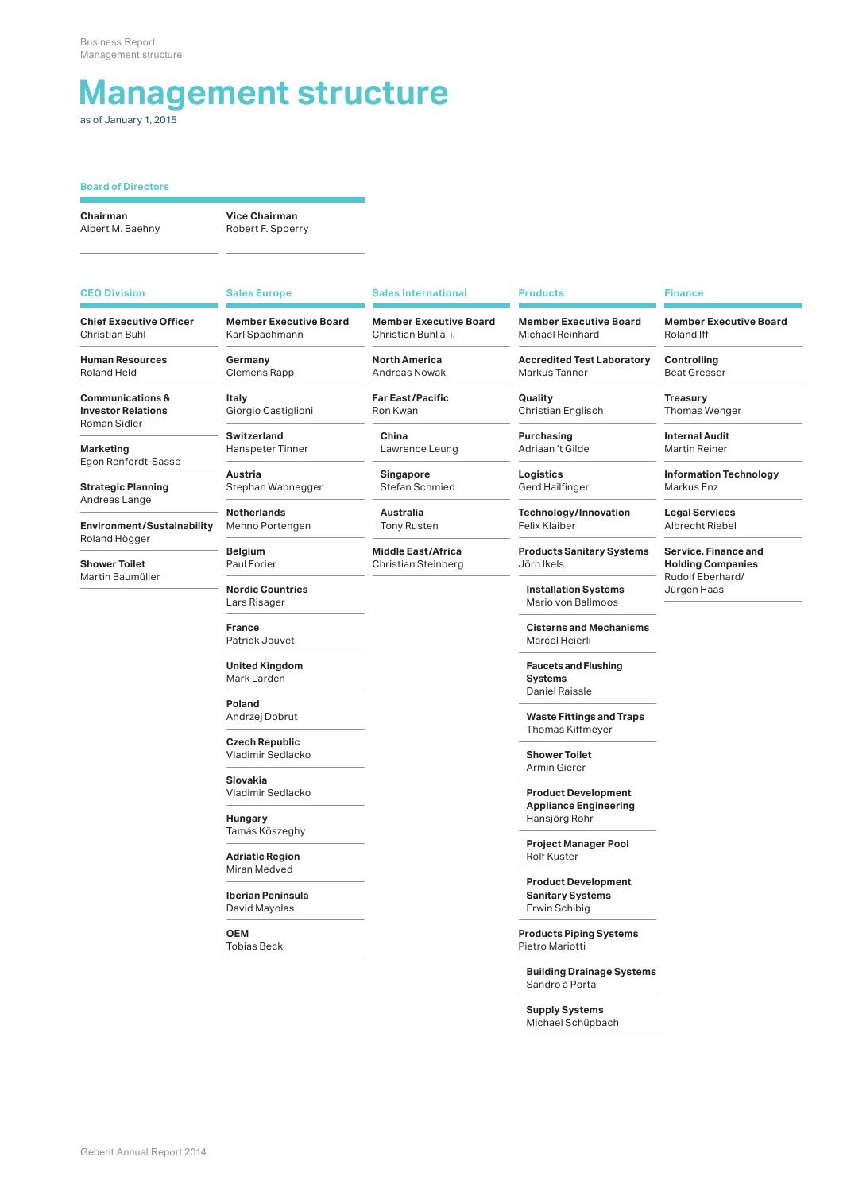# Management structure

as of January 1, 2015

## Board of Directors

**Chairman**
Albert M. Baehny

**Vice Chairman**
Robert F. Spoerry

## CEO Division

**Chief Executive Officer**
Christian Buhl

**Human Resources**
Roland Held

**Communications & Investor Relations**
Roman Sidler

**Marketing**
Egon Renfordt-Sasse

**Strategic Planning**
Andreas Lange

**Environment/Sustainability**
Roland Högger

**Shower Toilet**
Martin Baumüller

## Sales Europe

**Member Executive Board**
Karl Spachmann

**Germany**
Clemens Rapp

**Italy**
Giorgio Castiglioni

**Switzerland**
Hanspeter Tinner

**Austria**
Stephan Wabnegger

**Netherlands**
Menno Portengen

**Belgium**
Paul Forier

**Nordic Countries**
Lars Risager

**France**
Patrick Jouvet

**United Kingdom**
Mark Larden

**Poland**
Andrzej Dobrut

**Czech Republic**
Vladimir Sedlacko

**Slovakia**
Vladimir Sedlacko

**Hungary**
Tamás Köszeghy

**Adriatic Region**
Miran Medved

**Iberian Peninsula**
David Mayolas

**OEM**
Tobias Beck

## Sales International

**Member Executive Board**
Christian Buhl a. i.

**North America**
Andreas Nowak

**Far East/Pacific**
Ron Kwan

- **China**
  Lawrence Leung
- **Singapore**
  Stefan Schmied
- **Australia**
  Tony Rusten

**Middle East/Africa**
Christian Steinberg

## Products

**Member Executive Board**
Michael Reinhard

**Accredited Test Laboratory**
Markus Tanner

**Quality**
Christian Englisch

**Purchasing**
Adriaan 't Gilde

**Logistics**
Gerd Hailfinger

**Technology/Innovation**
Felix Klaiber

**Products Sanitary Systems**
Jörn Ikels

- **Installation Systems**
  Mario von Ballmoos
- **Cisterns and Mechanisms**
  Marcel Heierli
- **Faucets and Flushing Systems**
  Daniel Raissle
- **Waste Fittings and Traps**
  Thomas Kiffmeyer
- **Shower Toilet**
  Armin Gierer
- **Product Development Appliance Engineering**
  Hansjörg Rohr
- **Project Manager Pool**
  Rolf Kuster
- **Product Development Sanitary Systems**
  Erwin Schibig

**Products Piping Systems**
Pietro Mariotti

- **Building Drainage Systems**
  Sandro à Porta
- **Supply Systems**
  Michael Schüpbach

## Finance

**Member Executive Board**
Roland Iff

**Controlling**
Beat Gresser

**Treasury**
Thomas Wenger

**Internal Audit**
Martin Reiner

**Information Technology**
Markus Enz

**Legal Services**
Albrecht Riebel

**Service, Finance and Holding Companies**
Rudolf Eberhard/
Jürgen Haas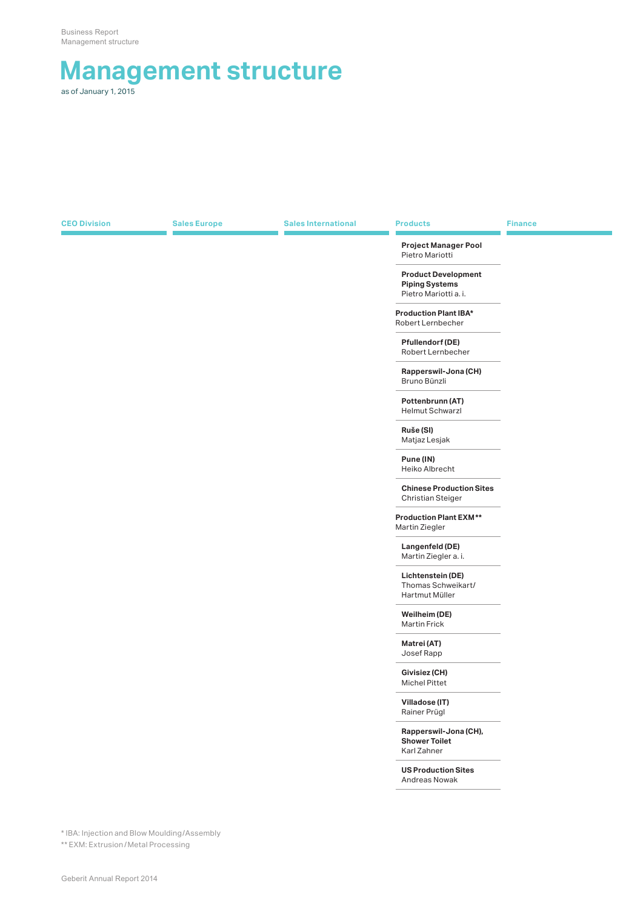# Management structure

as of January 1, 2015

| CEO Division | Sales Europe | Sales International | Products | Finance |
| --- | --- | --- | --- | --- |
| | | | **Project Manager Pool** Pietro Mariotti | |
| | | | **Product Development Piping Systems** Pietro Mariotti a. i. | |
| | | | **Production Plant IBA*** Robert Lernbecher | |
| | | | **Pfullendorf (DE)** Robert Lernbecher | |
| | | | **Rapperswil-Jona (CH)** Bruno Bünzli | |
| | | | **Pottenbrunn (AT)** Helmut Schwarzl | |
| | | | **Ruše (SI)** Matjaz Lesjak | |
| | | | **Pune (IN)** Heiko Albrecht | |
| | | | **Chinese Production Sites** Christian Steiger | |
| | | | **Production Plant EXM**** Martin Ziegler | |
| | | | **Langenfeld (DE)** Martin Ziegler a. i. | |
| | | | **Lichtenstein (DE)** Thomas Schweikart/ Hartmut Müller | |
| | | | **Weilheim (DE)** Martin Frick | |
| | | | **Matrei (AT)** Josef Rapp | |
| | | | **Givisiez (CH)** Michel Pittet | |
| | | | **Villadose (IT)** Rainer Prügl | |
| | | | **Rapperswil-Jona (CH), Shower Toilet** Karl Zahner | |
| | | | **US Production Sites** Andreas Nowak | |

* IBA: Injection and Blow Moulding/Assembly

** EXM: Extrusion/Metal Processing